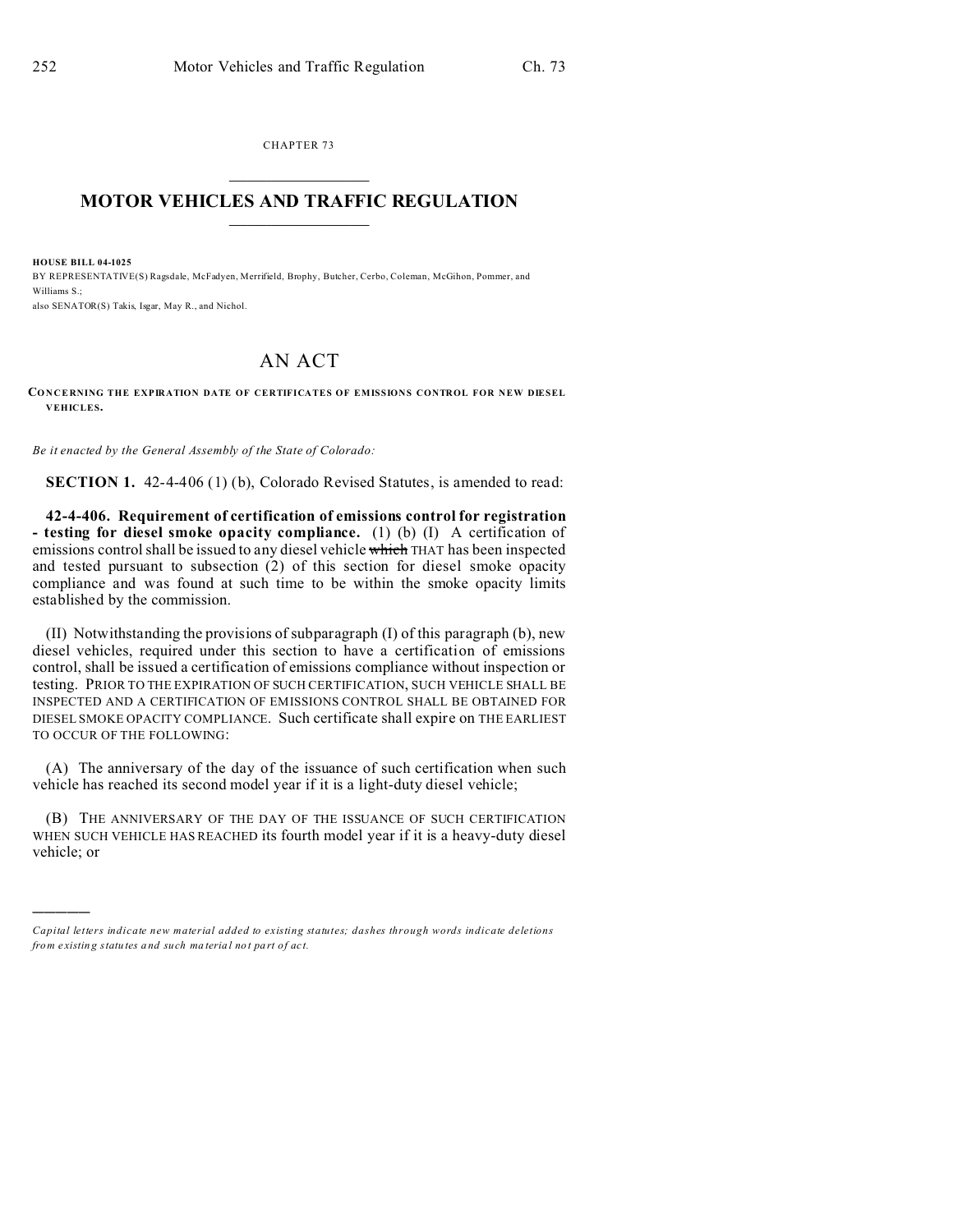CHAPTER 73

# MOTOR VEHICLES AND TRAFFIC REGULATION

**HOUSE BILL 04-1025**

BY REPRESENTATIVE(S) Ragsdale, McFadyen, Merrifield, Brophy, Butcher, Cerbo, Coleman, McGihon, Pommer, and Williams S.;

also SENATOR(S) Takis, Isgar, May R., and Nichol.

# AN ACT

**CONCERNING THE EXPIRATION DATE OF CERTIFICATES OF EMISSIONS CONTROL FOR NEW DIESEL VEHICLES.**

*Be it enacted by the General Assembly of the State of Colorado:*

**SECTION 1.** 42-4-406 (1) (b), Colorado Revised Statutes, is amended to read:

**42-4-406. Requirement of certification of emissions control for registration - testing for diesel smoke opacity compliance.** (1) (b) (I) A certification of emissions control shall be issued to any diesel vehicle ~~which~~ THAT has been inspected and tested pursuant to subsection (2) of this section for diesel smoke opacity compliance and was found at such time to be within the smoke opacity limits established by the commission.

(II) Notwithstanding the provisions of subparagraph (I) of this paragraph (b), new diesel vehicles, required under this section to have a certification of emissions control, shall be issued a certification of emissions compliance without inspection or testing. PRIOR TO THE EXPIRATION OF SUCH CERTIFICATION, SUCH VEHICLE SHALL BE INSPECTED AND A CERTIFICATION OF EMISSIONS CONTROL SHALL BE OBTAINED FOR DIESEL SMOKE OPACITY COMPLIANCE. Such certificate shall expire on THE EARLIEST TO OCCUR OF THE FOLLOWING:

(A) The anniversary of the day of the issuance of such certification when such vehicle has reached its second model year if it is a light-duty diesel vehicle;

(B) THE ANNIVERSARY OF THE DAY OF THE ISSUANCE OF SUCH CERTIFICATION WHEN SUCH VEHICLE HAS REACHED its fourth model year if it is a heavy-duty diesel vehicle; or

---

*Capital letters indicate new material added to existing statutes; dashes through words indicate deletions from existing statutes and such material not part of act.*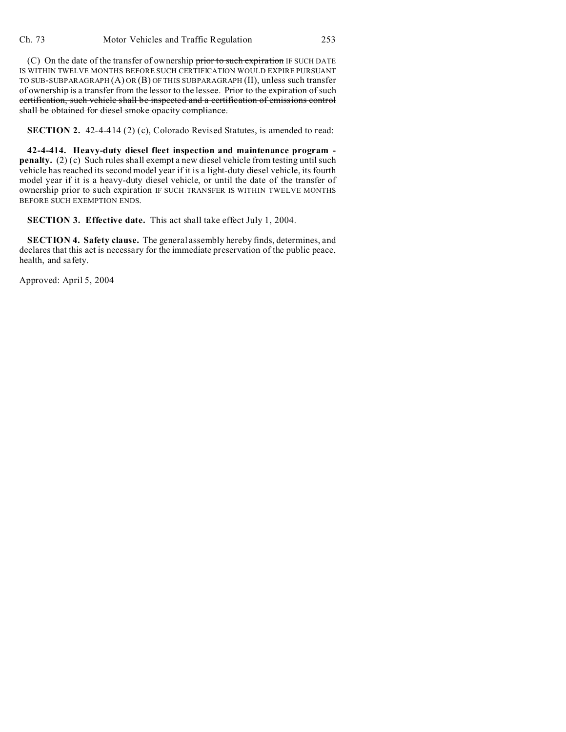(C) On the date of the transfer of ownership ~~prior to such expiration~~ IF SUCH DATE IS WITHIN TWELVE MONTHS BEFORE SUCH CERTIFICATION WOULD EXPIRE PURSUANT TO SUB-SUBPARAGRAPH (A) OR (B) OF THIS SUBPARAGRAPH (II), unless such transfer of ownership is a transfer from the lessor to the lessee. ~~Prior to the expiration of such certification, such vehicle shall be inspected and a certification of emissions control shall be obtained for diesel smoke opacity compliance.~~

**SECTION 2.** 42-4-414 (2) (c), Colorado Revised Statutes, is amended to read:

**42-4-414. Heavy-duty diesel fleet inspection and maintenance program - penalty.** (2) (c) Such rules shall exempt a new diesel vehicle from testing until such vehicle has reached its second model year if it is a light-duty diesel vehicle, its fourth model year if it is a heavy-duty diesel vehicle, or until the date of the transfer of ownership prior to such expiration IF SUCH TRANSFER IS WITHIN TWELVE MONTHS BEFORE SUCH EXEMPTION ENDS.

**SECTION 3. Effective date.** This act shall take effect July 1, 2004.

**SECTION 4. Safety clause.** The general assembly hereby finds, determines, and declares that this act is necessary for the immediate preservation of the public peace, health, and safety.

Approved: April 5, 2004